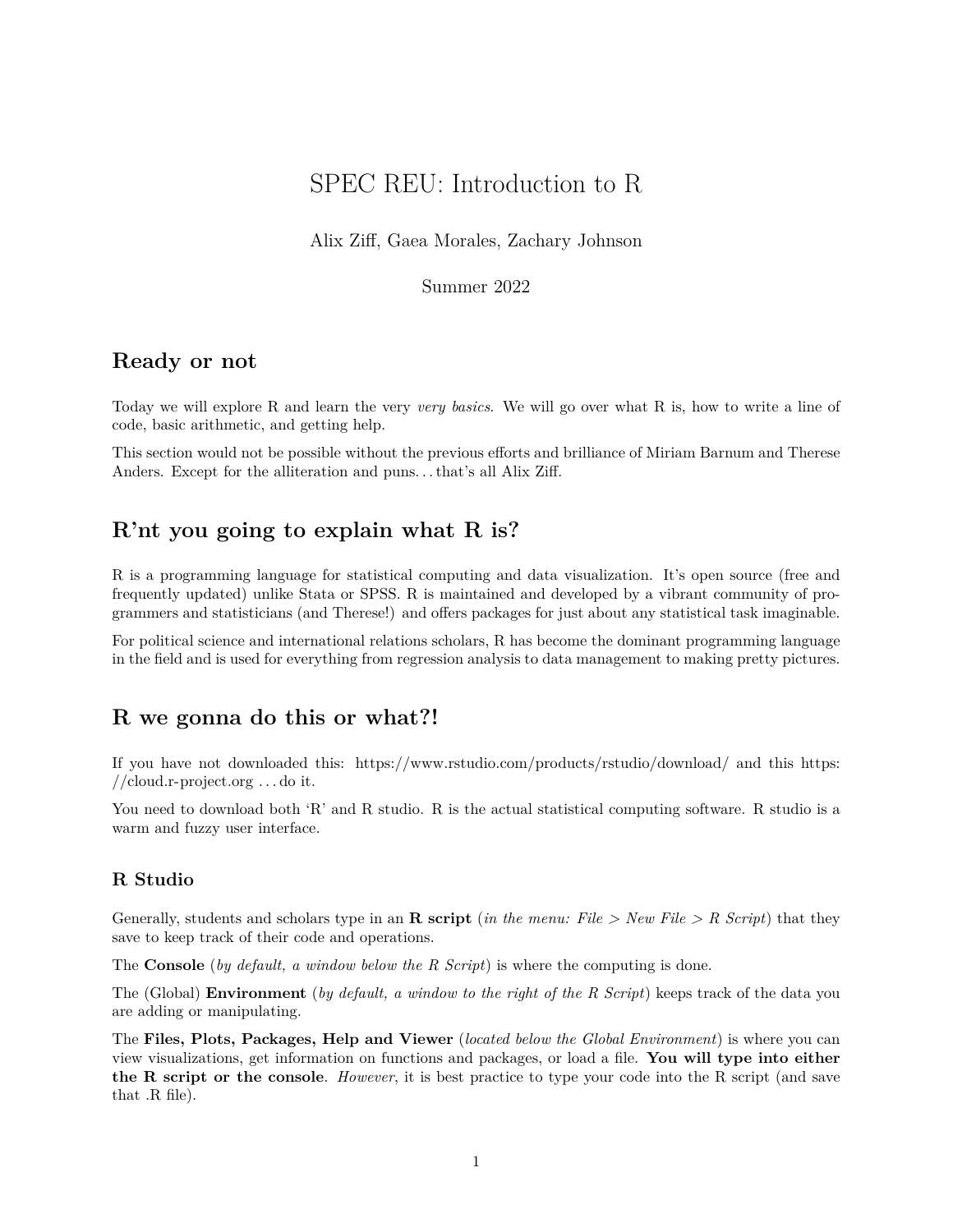# SPEC REU: Introduction to R

Alix Ziff, Gaea Morales, Zachary Johnson

Summer 2022

## Ready or not

Today we will explore R and learn the very *very basics*. We will go over what R is, how to write a line of code, basic arithmetic, and getting help.

This section would not be possible without the previous efforts and brilliance of Miriam Barnum and Therese Anders. Except for the alliteration and puns… that's all Alix Ziff.

## R'nt you going to explain what R is?

R is a programming language for statistical computing and data visualization. It's open source (free and frequently updated) unlike Stata or SPSS. R is maintained and developed by a vibrant community of programmers and statisticians (and Therese!) and offers packages for just about any statistical task imaginable.

For political science and international relations scholars, R has become the dominant programming language in the field and is used for everything from regression analysis to data management to making pretty pictures.

## R we gonna do this or what?!

If you have not downloaded this: https://www.rstudio.com/products/rstudio/download/ and this https://cloud.r-project.org … do it.

You need to download both 'R' and R studio. R is the actual statistical computing software. R studio is a warm and fuzzy user interface.

### R Studio

Generally, students and scholars type in an **R script** (*in the menu: File > New File > R Script*) that they save to keep track of their code and operations.

The **Console** (*by default, a window below the R Script*) is where the computing is done.

The (Global) **Environment** (*by default, a window to the right of the R Script*) keeps track of the data you are adding or manipulating.

The **Files, Plots, Packages, Help and Viewer** (*located below the Global Environment*) is where you can view visualizations, get information on functions and packages, or load a file. **You will type into either the R script or the console**. *However*, it is best practice to type your code into the R script (and save that .R file).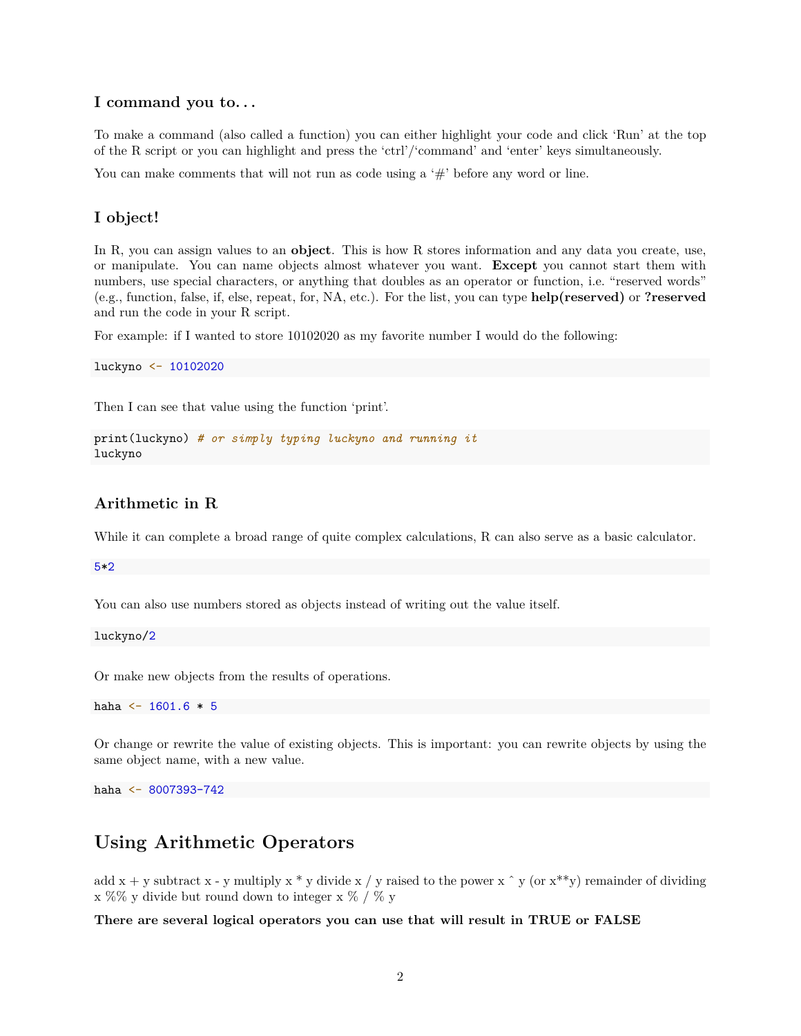### I command you to...

To make a command (also called a function) you can either highlight your code and click 'Run' at the top of the R script or you can highlight and press the 'ctrl'/'command' and 'enter' keys simultaneously.

You can make comments that will not run as code using a '#' before any word or line.

### I object!

In R, you can assign values to an **object**. This is how R stores information and any data you create, use, or manipulate. You can name objects almost whatever you want. **Except** you cannot start them with numbers, use special characters, or anything that doubles as an operator or function, i.e. "reserved words" (e.g., function, false, if, else, repeat, for, NA, etc.). For the list, you can type **help(reserved)** or **?reserved** and run the code in your R script.

For example: if I wanted to store 10102020 as my favorite number I would do the following:

```
luckyno <- 10102020
```

Then I can see that value using the function 'print'.

```
print(luckyno) # or simply typing luckyno and running it
luckyno
```

### Arithmetic in R

While it can complete a broad range of quite complex calculations, R can also serve as a basic calculator.

```
5*2
```

You can also use numbers stored as objects instead of writing out the value itself.

```
luckyno/2
```

Or make new objects from the results of operations.

```
haha <- 1601.6 * 5
```

Or change or rewrite the value of existing objects. This is important: you can rewrite objects by using the same object name, with a new value.

```
haha <- 8007393-742
```

## Using Arithmetic Operators

add x + y subtract x - y multiply x * y divide x / y raised to the power x ^ y (or x**y) remainder of dividing x %% y divide but round down to integer x % / % y

**There are several logical operators you can use that will result in TRUE or FALSE**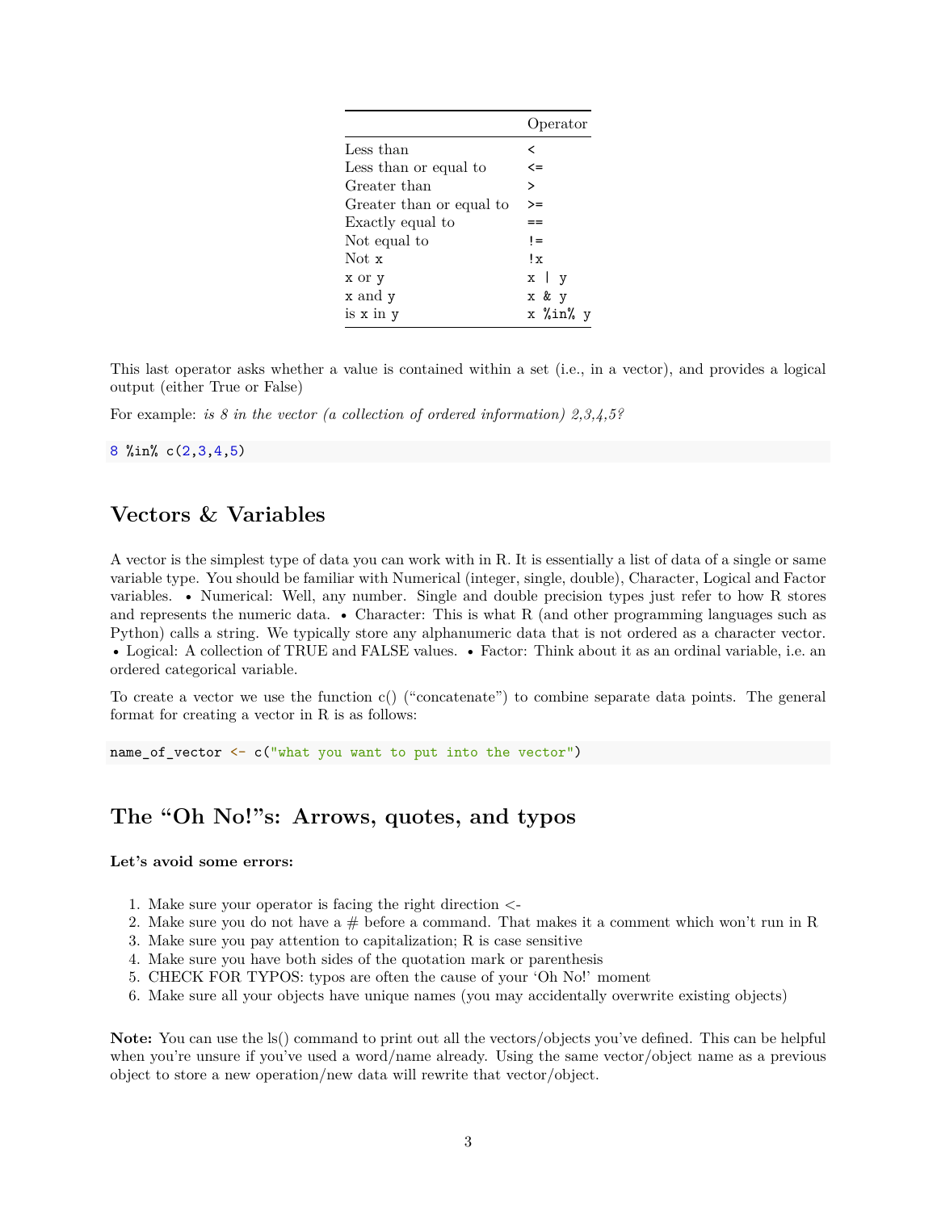|  | Operator |
|---|---|
| Less than | `<` |
| Less than or equal to | `<=` |
| Greater than | `>` |
| Greater than or equal to | `>=` |
| Exactly equal to | `==` |
| Not equal to | `!=` |
| Not x | `!x` |
| x or y | `x | y` |
| x and y | `x & y` |
| is x in y | `x %in% y` |

This last operator asks whether a value is contained within a set (i.e., in a vector), and provides a logical output (either True or False)

For example: *is 8 in the vector (a collection of ordered information) 2,3,4,5?*

```
8 %in% c(2,3,4,5)
```

## Vectors & Variables

A vector is the simplest type of data you can work with in R. It is essentially a list of data of a single or same variable type. You should be familiar with Numerical (integer, single, double), Character, Logical and Factor variables. • Numerical: Well, any number. Single and double precision types just refer to how R stores and represents the numeric data. • Character: This is what R (and other programming languages such as Python) calls a string. We typically store any alphanumeric data that is not ordered as a character vector. • Logical: A collection of TRUE and FALSE values. • Factor: Think about it as an ordinal variable, i.e. an ordered categorical variable.

To create a vector we use the function c() ("concatenate") to combine separate data points. The general format for creating a vector in R is as follows:

```
name_of_vector <- c("what you want to put into the vector")
```

## The "Oh No!"s: Arrows, quotes, and typos

**Let's avoid some errors:**

1. Make sure your operator is facing the right direction <-
2. Make sure you do not have a # before a command. That makes it a comment which won't run in R
3. Make sure you pay attention to capitalization; R is case sensitive
4. Make sure you have both sides of the quotation mark or parenthesis
5. CHECK FOR TYPOS: typos are often the cause of your 'Oh No!' moment
6. Make sure all your objects have unique names (you may accidentally overwrite existing objects)

**Note:** You can use the ls() command to print out all the vectors/objects you've defined. This can be helpful when you're unsure if you've used a word/name already. Using the same vector/object name as a previous object to store a new operation/new data will rewrite that vector/object.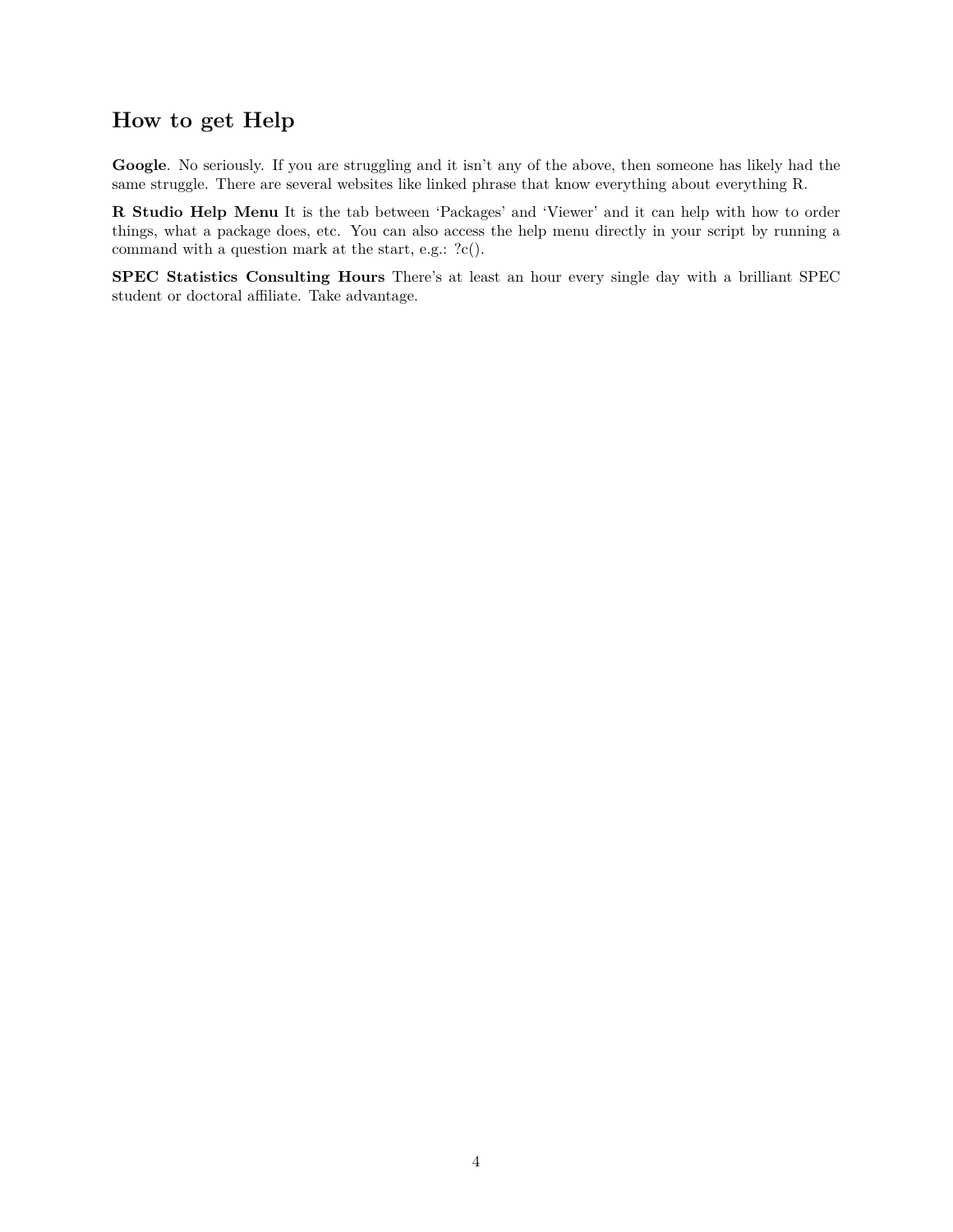## How to get Help

**Google**. No seriously. If you are struggling and it isn't any of the above, then someone has likely had the same struggle. There are several websites like linked phrase that know everything about everything R.

**R Studio Help Menu** It is the tab between 'Packages' and 'Viewer' and it can help with how to order things, what a package does, etc. You can also access the help menu directly in your script by running a command with a question mark at the start, e.g.: ?c().

**SPEC Statistics Consulting Hours** There's at least an hour every single day with a brilliant SPEC student or doctoral affiliate. Take advantage.